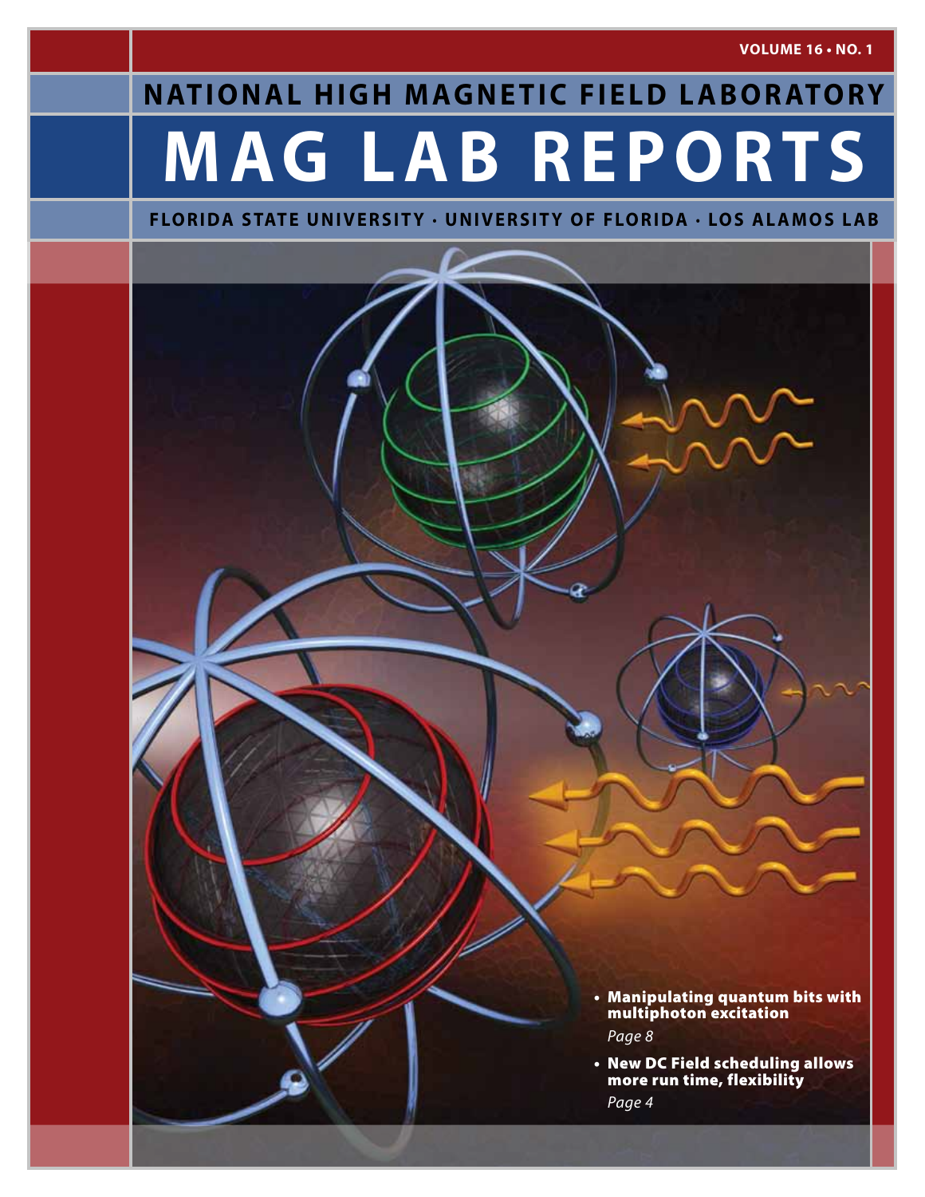# NATIONAL HIGH MAGNETIC FIELD LABORATORY

# MAG LAB REPORTS

**FLORIDA STATE UNIVERSITY · UNIVERSITY OF FLORIDA · LOS ALAMOS LAB**

- **Manipulating quantum bits with multiphoton excitation**
  *Page 8*
- **New DC Field scheduling allows more run time, flexibility**
  *Page 4*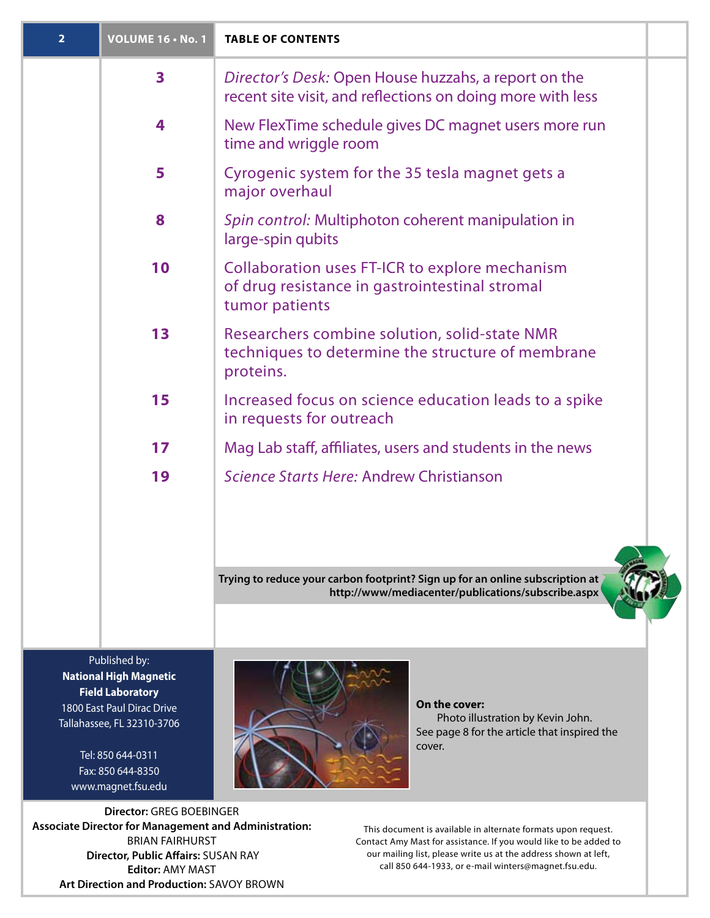## TABLE OF CONTENTS

| Page | Article |
|---|---|
| 3 | *Director's Desk:* Open House huzzahs, a report on the recent site visit, and reflections on doing more with less |
| 4 | New FlexTime schedule gives DC magnet users more run time and wriggle room |
| 5 | Cyrogenic system for the 35 tesla magnet gets a major overhaul |
| 8 | *Spin control:* Multiphoton coherent manipulation in large-spin qubits |
| 10 | Collaboration uses FT-ICR to explore mechanism of drug resistance in gastrointestinal stromal tumor patients |
| 13 | Researchers combine solution, solid-state NMR techniques to determine the structure of membrane proteins. |
| 15 | Increased focus on science education leads to a spike in requests for outreach |
| 17 | Mag Lab staff, affiliates, users and students in the news |
| 19 | *Science Starts Here:* Andrew Christianson |

**Trying to reduce your carbon footprint? Sign up for an online subscription at http://www/mediacenter/publications/subscribe.aspx**

Published by:
**National High Magnetic Field Laboratory**
1800 East Paul Dirac Drive
Tallahassee, FL 32310-3706

Tel: 850 644-0311
Fax: 850 644-8350
www.magnet.fsu.edu

**On the cover:**
Photo illustration by Kevin John. See page 8 for the article that inspired the cover.

**Director:** GREG BOEBINGER
**Associate Director for Management and Administration:** BRIAN FAIRHURST
**Director, Public Affairs:** SUSAN RAY
**Editor:** AMY MAST
**Art Direction and Production:** SAVOY BROWN

This document is available in alternate formats upon request. Contact Amy Mast for assistance. If you would like to be added to our mailing list, please write us at the address shown at left, call 850 644-1933, or e-mail winters@magnet.fsu.edu.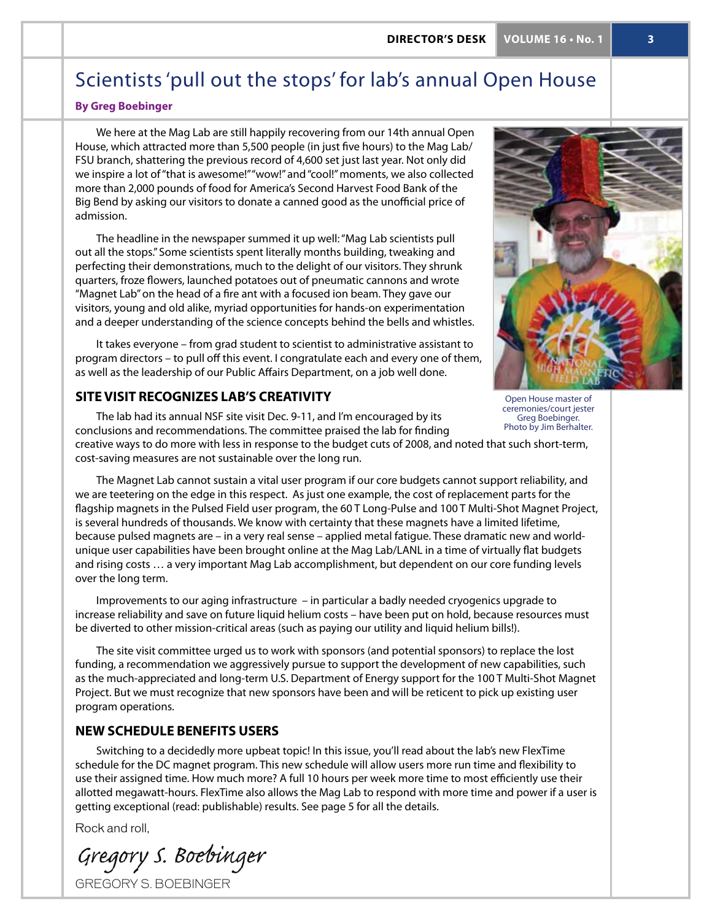# Scientists 'pull out the stops' for lab's annual Open House

**By Greg Boebinger**

We here at the Mag Lab are still happily recovering from our 14th annual Open House, which attracted more than 5,500 people (in just five hours) to the Mag Lab/FSU branch, shattering the previous record of 4,600 set just last year. Not only did we inspire a lot of "that is awesome!" "wow!" and "cool!" moments, we also collected more than 2,000 pounds of food for America's Second Harvest Food Bank of the Big Bend by asking our visitors to donate a canned good as the unofficial price of admission.

The headline in the newspaper summed it up well: "Mag Lab scientists pull out all the stops." Some scientists spent literally months building, tweaking and perfecting their demonstrations, much to the delight of our visitors. They shrunk quarters, froze flowers, launched potatoes out of pneumatic cannons and wrote "Magnet Lab" on the head of a fire ant with a focused ion beam. They gave our visitors, young and old alike, myriad opportunities for hands-on experimentation and a deeper understanding of the science concepts behind the bells and whistles.

It takes everyone – from grad student to scientist to administrative assistant to program directors – to pull off this event. I congratulate each and every one of them, as well as the leadership of our Public Affairs Department, on a job well done.

Open House master of ceremonies/court jester Greg Boebinger. Photo by Jim Berhalter.

## SITE VISIT RECOGNIZES LAB'S CREATIVITY

The lab had its annual NSF site visit Dec. 9-11, and I'm encouraged by its conclusions and recommendations. The committee praised the lab for finding creative ways to do more with less in response to the budget cuts of 2008, and noted that such short-term, cost-saving measures are not sustainable over the long run.

The Magnet Lab cannot sustain a vital user program if our core budgets cannot support reliability, and we are teetering on the edge in this respect. As just one example, the cost of replacement parts for the flagship magnets in the Pulsed Field user program, the 60 T Long-Pulse and 100 T Multi-Shot Magnet Project, is several hundreds of thousands. We know with certainty that these magnets have a limited lifetime, because pulsed magnets are – in a very real sense – applied metal fatigue. These dramatic new and world-unique user capabilities have been brought online at the Mag Lab/LANL in a time of virtually flat budgets and rising costs … a very important Mag Lab accomplishment, but dependent on our core funding levels over the long term.

Improvements to our aging infrastructure – in particular a badly needed cryogenics upgrade to increase reliability and save on future liquid helium costs – have been put on hold, because resources must be diverted to other mission-critical areas (such as paying our utility and liquid helium bills!).

The site visit committee urged us to work with sponsors (and potential sponsors) to replace the lost funding, a recommendation we aggressively pursue to support the development of new capabilities, such as the much-appreciated and long-term U.S. Department of Energy support for the 100 T Multi-Shot Magnet Project. But we must recognize that new sponsors have been and will be reticent to pick up existing user program operations.

## NEW SCHEDULE BENEFITS USERS

Switching to a decidedly more upbeat topic! In this issue, you'll read about the lab's new FlexTime schedule for the DC magnet program. This new schedule will allow users more run time and flexibility to use their assigned time. How much more? A full 10 hours per week more time to most efficiently use their allotted megawatt-hours. FlexTime also allows the Mag Lab to respond with more time and power if a user is getting exceptional (read: publishable) results. See page 5 for all the details.

Rock and roll,

*Gregory S. Boebinger*

GREGORY S. BOEBINGER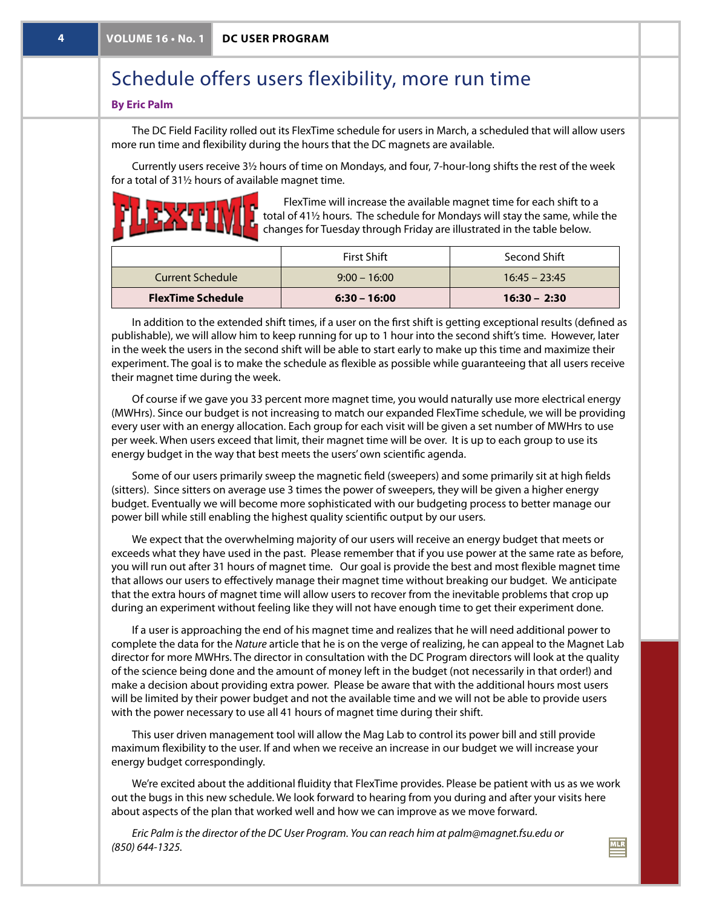# Schedule offers users flexibility, more run time

**By Eric Palm**

The DC Field Facility rolled out its FlexTime schedule for users in March, a scheduled that will allow users more run time and flexibility during the hours that the DC magnets are available.

Currently users receive 3½ hours of time on Mondays, and four, 7-hour-long shifts the rest of the week for a total of 31½ hours of available magnet time.

FlexTime will increase the available magnet time for each shift to a total of 41½ hours. The schedule for Mondays will stay the same, while the changes for Tuesday through Friday are illustrated in the table below.

| | First Shift | Second Shift |
|---|---|---|
| Current Schedule | 9:00 – 16:00 | 16:45 – 23:45 |
| **FlexTime Schedule** | **6:30 – 16:00** | **16:30 – 2:30** |

In addition to the extended shift times, if a user on the first shift is getting exceptional results (defined as publishable), we will allow him to keep running for up to 1 hour into the second shift's time. However, later in the week the users in the second shift will be able to start early to make up this time and maximize their experiment. The goal is to make the schedule as flexible as possible while guaranteeing that all users receive their magnet time during the week.

Of course if we gave you 33 percent more magnet time, you would naturally use more electrical energy (MWHrs). Since our budget is not increasing to match our expanded FlexTime schedule, we will be providing every user with an energy allocation. Each group for each visit will be given a set number of MWHrs to use per week. When users exceed that limit, their magnet time will be over. It is up to each group to use its energy budget in the way that best meets the users' own scientific agenda.

Some of our users primarily sweep the magnetic field (sweepers) and some primarily sit at high fields (sitters). Since sitters on average use 3 times the power of sweepers, they will be given a higher energy budget. Eventually we will become more sophisticated with our budgeting process to better manage our power bill while still enabling the highest quality scientific output by our users.

We expect that the overwhelming majority of our users will receive an energy budget that meets or exceeds what they have used in the past. Please remember that if you use power at the same rate as before, you will run out after 31 hours of magnet time. Our goal is provide the best and most flexible magnet time that allows our users to effectively manage their magnet time without breaking our budget. We anticipate that the extra hours of magnet time will allow users to recover from the inevitable problems that crop up during an experiment without feeling like they will not have enough time to get their experiment done.

If a user is approaching the end of his magnet time and realizes that he will need additional power to complete the data for the *Nature* article that he is on the verge of realizing, he can appeal to the Magnet Lab director for more MWHrs. The director in consultation with the DC Program directors will look at the quality of the science being done and the amount of money left in the budget (not necessarily in that order!) and make a decision about providing extra power. Please be aware that with the additional hours most users will be limited by their power budget and not the available time and we will not be able to provide users with the power necessary to use all 41 hours of magnet time during their shift.

This user driven management tool will allow the Mag Lab to control its power bill and still provide maximum flexibility to the user. If and when we receive an increase in our budget we will increase your energy budget correspondingly.

We're excited about the additional fluidity that FlexTime provides. Please be patient with us as we work out the bugs in this new schedule. We look forward to hearing from you during and after your visits here about aspects of the plan that worked well and how we can improve as we move forward.

*Eric Palm is the director of the DC User Program. You can reach him at palm@magnet.fsu.edu or (850) 644-1325.*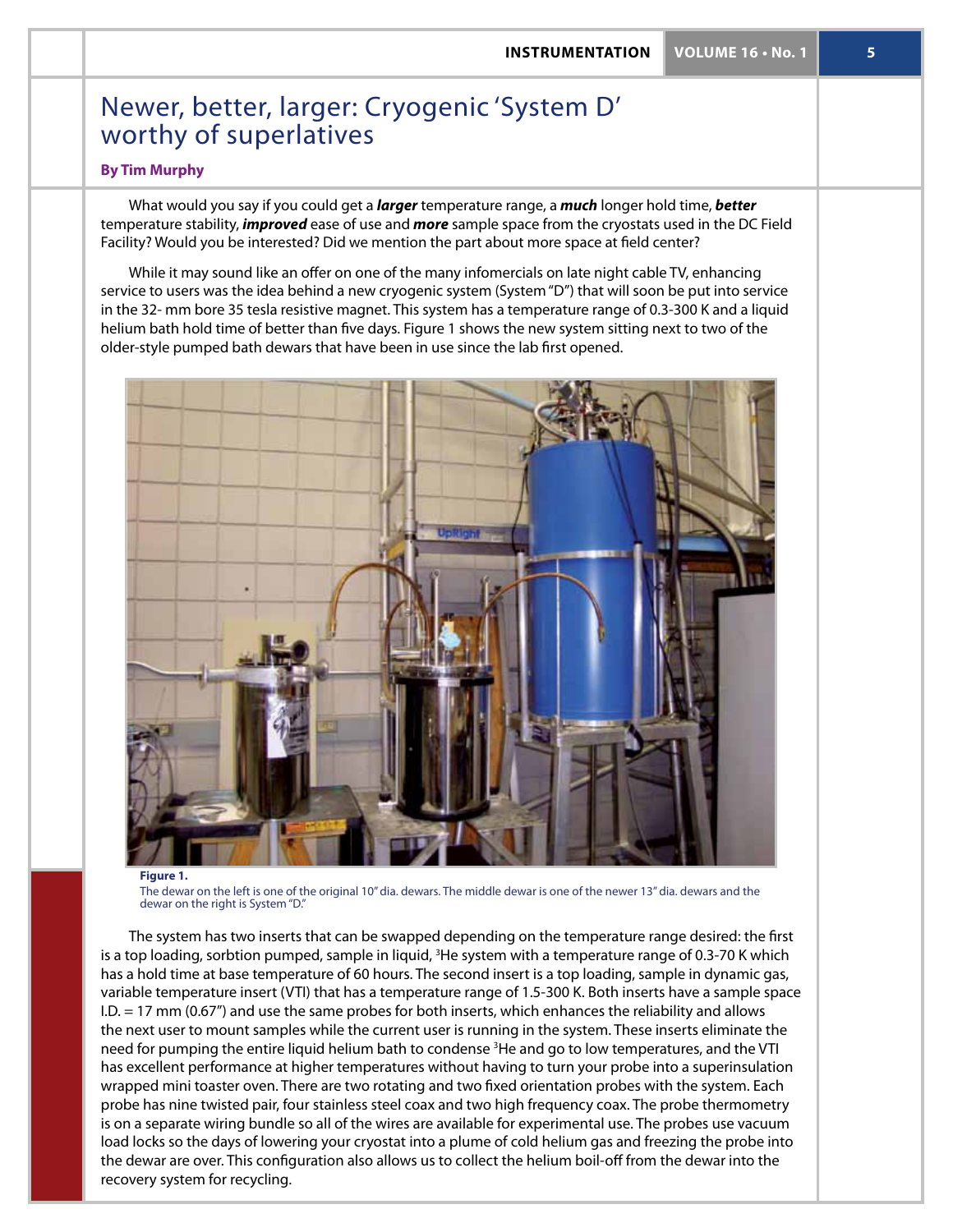# Newer, better, larger: Cryogenic 'System D' worthy of superlatives

**By Tim Murphy**

What would you say if you could get a ***larger*** temperature range, a ***much*** longer hold time, ***better*** temperature stability, ***improved*** ease of use and ***more*** sample space from the cryostats used in the DC Field Facility? Would you be interested? Did we mention the part about more space at field center?

While it may sound like an offer on one of the many infomercials on late night cable TV, enhancing service to users was the idea behind a new cryogenic system (System "D") that will soon be put into service in the 32- mm bore 35 tesla resistive magnet. This system has a temperature range of 0.3-300 K and a liquid helium bath hold time of better than five days. Figure 1 shows the new system sitting next to two of the older-style pumped bath dewars that have been in use since the lab first opened.

**Figure 1.**
The dewar on the left is one of the original 10" dia. dewars. The middle dewar is one of the newer 13" dia. dewars and the dewar on the right is System "D."

The system has two inserts that can be swapped depending on the temperature range desired: the first is a top loading, sorbtion pumped, sample in liquid, $^3$He system with a temperature range of 0.3-70 K which has a hold time at base temperature of 60 hours. The second insert is a top loading, sample in dynamic gas, variable temperature insert (VTI) that has a temperature range of 1.5-300 K. Both inserts have a sample space I.D. = 17 mm (0.67") and use the same probes for both inserts, which enhances the reliability and allows the next user to mount samples while the current user is running in the system. These inserts eliminate the need for pumping the entire liquid helium bath to condense $^3$He and go to low temperatures, and the VTI has excellent performance at higher temperatures without having to turn your probe into a superinsulation wrapped mini toaster oven. There are two rotating and two fixed orientation probes with the system. Each probe has nine twisted pair, four stainless steel coax and two high frequency coax. The probe thermometry is on a separate wiring bundle so all of the wires are available for experimental use. The probes use vacuum load locks so the days of lowering your cryostat into a plume of cold helium gas and freezing the probe into the dewar are over. This configuration also allows us to collect the helium boil-off from the dewar into the recovery system for recycling.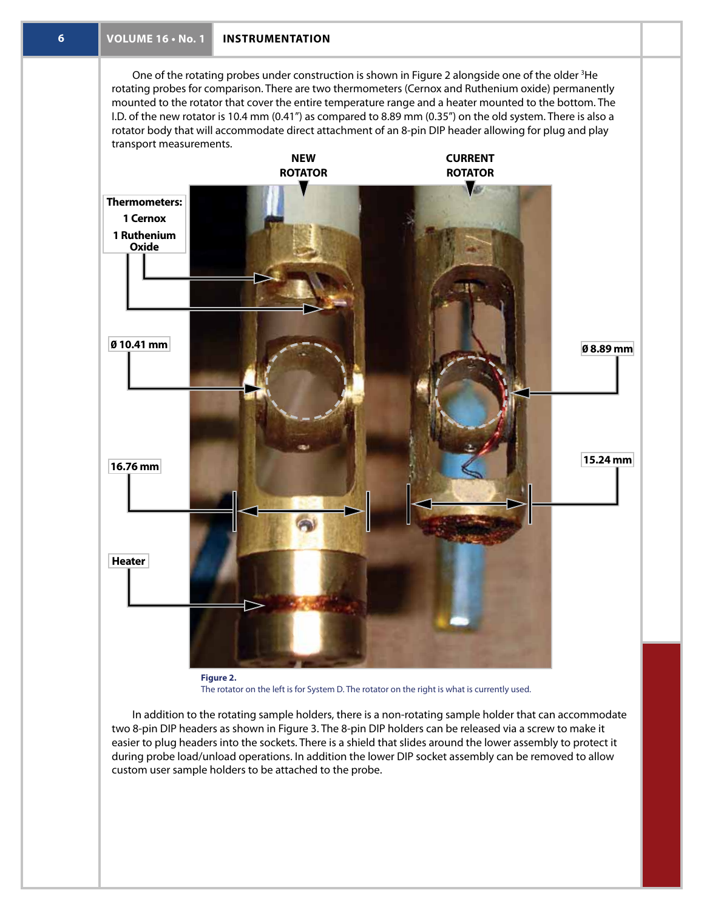One of the rotating probes under construction is shown in Figure 2 alongside one of the older $^3$He rotating probes for comparison. There are two thermometers (Cernox and Ruthenium oxide) permanently mounted to the rotator that cover the entire temperature range and a heater mounted to the bottom. The I.D. of the new rotator is 10.4 mm (0.41″) as compared to 8.89 mm (0.35″) on the old system. There is also a rotator body that will accommodate direct attachment of an 8-pin DIP header allowing for plug and play transport measurements.

**Figure 2.**
The rotator on the left is for System D. The rotator on the right is what is currently used.

In addition to the rotating sample holders, there is a non-rotating sample holder that can accommodate two 8-pin DIP headers as shown in Figure 3. The 8-pin DIP holders can be released via a screw to make it easier to plug headers into the sockets. There is a shield that slides around the lower assembly to protect it during probe load/unload operations. In addition the lower DIP socket assembly can be removed to allow custom user sample holders to be attached to the probe.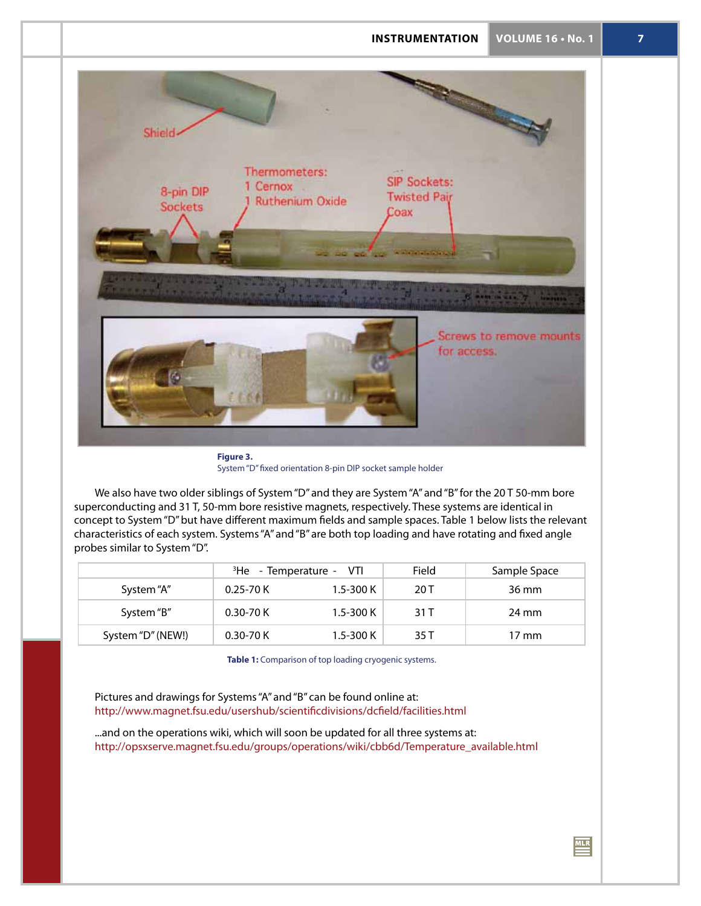**Figure 3.**
System "D" fixed orientation 8-pin DIP socket sample holder

We also have two older siblings of System "D" and they are System "A" and "B" for the 20 T 50-mm bore superconducting and 31 T, 50-mm bore resistive magnets, respectively. These systems are identical in concept to System "D" but have different maximum fields and sample spaces. Table 1 below lists the relevant characteristics of each system. Systems "A" and "B" are both top loading and have rotating and fixed angle probes similar to System "D".

| | $^{3}$He - Temperature - | VTI | Field | Sample Space |
|---|---|---|---|---|
| System "A" | 0.25-70 K | 1.5-300 K | 20 T | 36 mm |
| System "B" | 0.30-70 K | 1.5-300 K | 31 T | 24 mm |
| System "D" (NEW!) | 0.30-70 K | 1.5-300 K | 35 T | 17 mm |

**Table 1:** Comparison of top loading cryogenic systems.

Pictures and drawings for Systems "A" and "B" can be found online at:
http://www.magnet.fsu.edu/usershub/scientificdivisions/dcfield/facilities.html

...and on the operations wiki, which will soon be updated for all three systems at:
http://opsxserve.magnet.fsu.edu/groups/operations/wiki/cbb6d/Temperature_available.html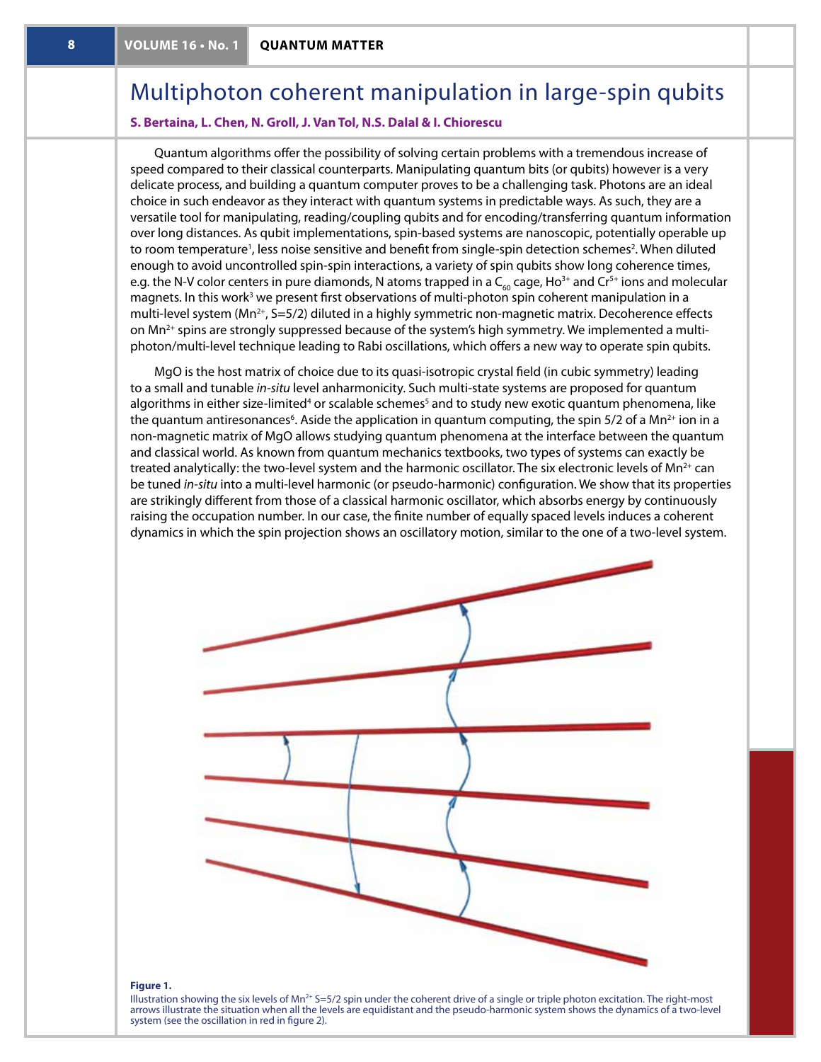# Multiphoton coherent manipulation in large-spin qubits

**S. Bertaina, L. Chen, N. Groll, J. Van Tol, N.S. Dalal & I. Chiorescu**

Quantum algorithms offer the possibility of solving certain problems with a tremendous increase of speed compared to their classical counterparts. Manipulating quantum bits (or qubits) however is a very delicate process, and building a quantum computer proves to be a challenging task. Photons are an ideal choice in such endeavor as they interact with quantum systems in predictable ways. As such, they are a versatile tool for manipulating, reading/coupling qubits and for encoding/transferring quantum information over long distances. As qubit implementations, spin-based systems are nanoscopic, potentially operable up to room temperature[1], less noise sensitive and benefit from single-spin detection schemes[2]. When diluted enough to avoid uncontrolled spin-spin interactions, a variety of spin qubits show long coherence times, e.g. the N-V color centers in pure diamonds, N atoms trapped in a $C_{60}$ cage, $Ho^{3+}$ and $Cr^{5+}$ ions and molecular magnets. In this work[3] we present first observations of multi-photon spin coherent manipulation in a multi-level system ($Mn^{2+}$, S=5/2) diluted in a highly symmetric non-magnetic matrix. Decoherence effects on $Mn^{2+}$ spins are strongly suppressed because of the system's high symmetry. We implemented a multi-photon/multi-level technique leading to Rabi oscillations, which offers a new way to operate spin qubits.

MgO is the host matrix of choice due to its quasi-isotropic crystal field (in cubic symmetry) leading to a small and tunable *in-situ* level anharmonicity. Such multi-state systems are proposed for quantum algorithms in either size-limited[4] or scalable schemes[5] and to study new exotic quantum phenomena, like the quantum antiresonances[6]. Aside the application in quantum computing, the spin 5/2 of a $Mn^{2+}$ ion in a non-magnetic matrix of MgO allows studying quantum phenomena at the interface between the quantum and classical world. As known from quantum mechanics textbooks, two types of systems can exactly be treated analytically: the two-level system and the harmonic oscillator. The six electronic levels of $Mn^{2+}$ can be tuned *in-situ* into a multi-level harmonic (or pseudo-harmonic) configuration. We show that its properties are strikingly different from those of a classical harmonic oscillator, which absorbs energy by continuously raising the occupation number. In our case, the finite number of equally spaced levels induces a coherent dynamics in which the spin projection shows an oscillatory motion, similar to the one of a two-level system.

**Figure 1.**
Illustration showing the six levels of $Mn^{2+}$ S=5/2 spin under the coherent drive of a single or triple photon excitation. The right-most arrows illustrate the situation when all the levels are equidistant and the pseudo-harmonic system shows the dynamics of a two-level system (see the oscillation in red in figure 2).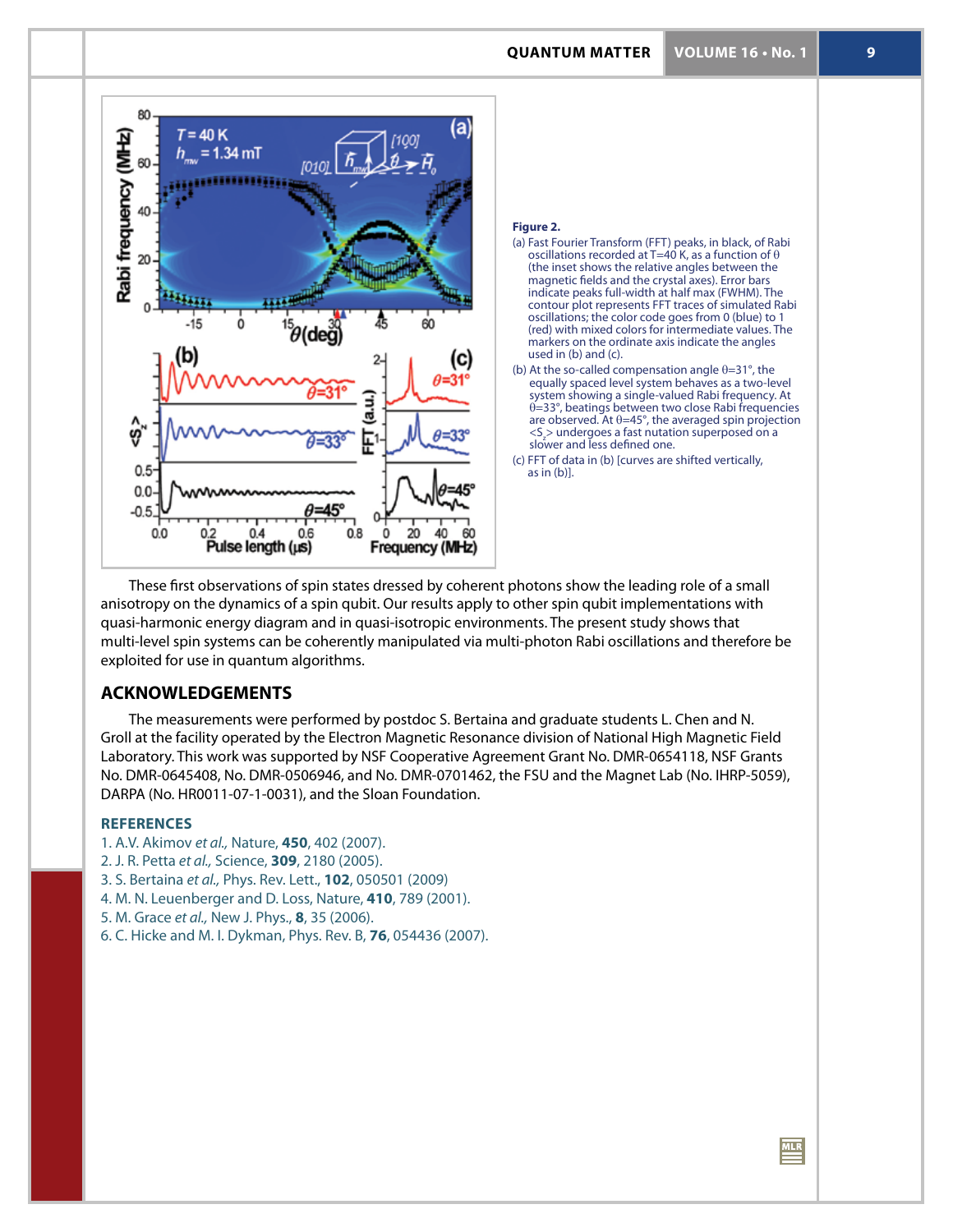**Figure 2.**

(a) Fast Fourier Transform (FFT) peaks, in black, of Rabi oscillations recorded at T=40 K, as a function of $\theta$ (the inset shows the relative angles between the magnetic fields and the crystal axes). Error bars indicate peaks full-width at half max (FWHM). The contour plot represents FFT traces of simulated Rabi oscillations; the color code goes from 0 (blue) to 1 (red) with mixed colors for intermediate values. The markers on the ordinate axis indicate the angles used in (b) and (c).

(b) At the so-called compensation angle $\theta$=31°, the equally spaced level system behaves as a two-level system showing a single-valued Rabi frequency. At $\theta$=33°, beatings between two close Rabi frequencies are observed. At $\theta$=45°, the averaged spin projection $\langle S_z \rangle$ undergoes a fast nutation superposed on a slower and less defined one.

(c) FFT of data in (b) [curves are shifted vertically, as in (b)].

These first observations of spin states dressed by coherent photons show the leading role of a small anisotropy on the dynamics of a spin qubit. Our results apply to other spin qubit implementations with quasi-harmonic energy diagram and in quasi-isotropic environments. The present study shows that multi-level spin systems can be coherently manipulated via multi-photon Rabi oscillations and therefore be exploited for use in quantum algorithms.

## ACKNOWLEDGEMENTS

The measurements were performed by postdoc S. Bertaina and graduate students L. Chen and N. Groll at the facility operated by the Electron Magnetic Resonance division of National High Magnetic Field Laboratory. This work was supported by NSF Cooperative Agreement Grant No. DMR-0654118, NSF Grants No. DMR-0645408, No. DMR-0506946, and No. DMR-0701462, the FSU and the Magnet Lab (No. IHRP-5059), DARPA (No. HR0011-07-1-0031), and the Sloan Foundation.

### REFERENCES

1. A.V. Akimov *et al.,* Nature, **450**, 402 (2007).
2. J. R. Petta *et al.,* Science, **309**, 2180 (2005).
3. S. Bertaina *et al.,* Phys. Rev. Lett., **102**, 050501 (2009)
4. M. N. Leuenberger and D. Loss, Nature, **410**, 789 (2001).
5. M. Grace *et al.,* New J. Phys., **8**, 35 (2006).
6. C. Hicke and M. I. Dykman, Phys. Rev. B, **76**, 054436 (2007).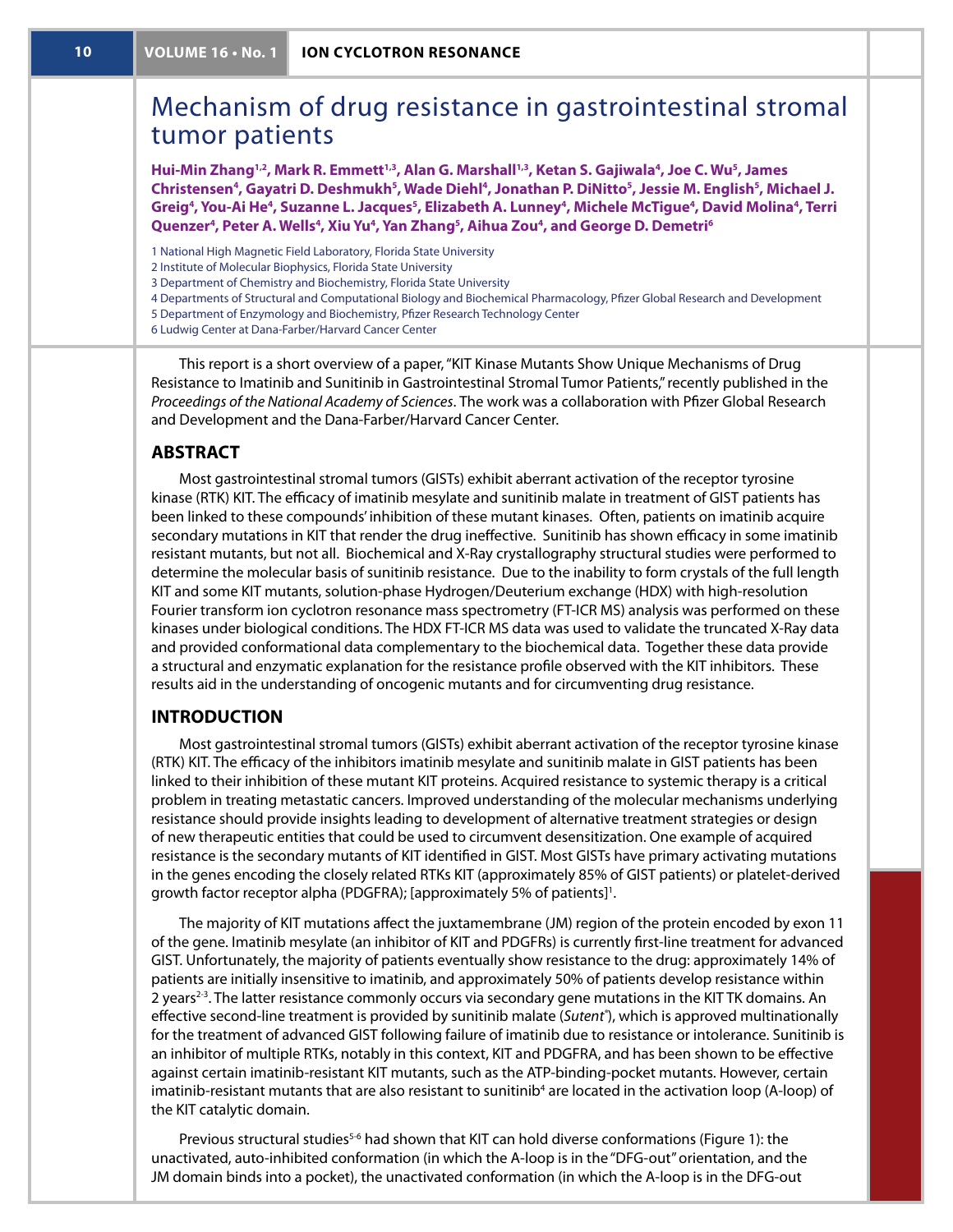# Mechanism of drug resistance in gastrointestinal stromal tumor patients

**Hui-Min Zhang[1,2], Mark R. Emmett[1,3], Alan G. Marshall[1,3], Ketan S. Gajiwala[4], Joe C. Wu[5], James Christensen[4], Gayatri D. Deshmukh[5], Wade Diehl[4], Jonathan P. DiNitto[5], Jessie M. English[5], Michael J. Greig[4], You-Ai He[4], Suzanne L. Jacques[5], Elizabeth A. Lunney[4], Michele McTigue[4], David Molina[4], Terri Quenzer[4], Peter A. Wells[4], Xiu Yu[4], Yan Zhang[5], Aihua Zou[4], and George D. Demetri[6]**

1 National High Magnetic Field Laboratory, Florida State University
2 Institute of Molecular Biophysics, Florida State University
3 Department of Chemistry and Biochemistry, Florida State University
4 Departments of Structural and Computational Biology and Biochemical Pharmacology, Pfizer Global Research and Development
5 Department of Enzymology and Biochemistry, Pfizer Research Technology Center
6 Ludwig Center at Dana-Farber/Harvard Cancer Center

This report is a short overview of a paper, "KIT Kinase Mutants Show Unique Mechanisms of Drug Resistance to Imatinib and Sunitinib in Gastrointestinal Stromal Tumor Patients," recently published in the *Proceedings of the National Academy of Sciences*. The work was a collaboration with Pfizer Global Research and Development and the Dana-Farber/Harvard Cancer Center.

## ABSTRACT

Most gastrointestinal stromal tumors (GISTs) exhibit aberrant activation of the receptor tyrosine kinase (RTK) KIT. The efficacy of imatinib mesylate and sunitinib malate in treatment of GIST patients has been linked to these compounds' inhibition of these mutant kinases. Often, patients on imatinib acquire secondary mutations in KIT that render the drug ineffective. Sunitinib has shown efficacy in some imatinib resistant mutants, but not all. Biochemical and X-Ray crystallography structural studies were performed to determine the molecular basis of sunitinib resistance. Due to the inability to form crystals of the full length KIT and some KIT mutants, solution-phase Hydrogen/Deuterium exchange (HDX) with high-resolution Fourier transform ion cyclotron resonance mass spectrometry (FT-ICR MS) analysis was performed on these kinases under biological conditions. The HDX FT-ICR MS data was used to validate the truncated X-Ray data and provided conformational data complementary to the biochemical data. Together these data provide a structural and enzymatic explanation for the resistance profile observed with the KIT inhibitors. These results aid in the understanding of oncogenic mutants and for circumventing drug resistance.

## INTRODUCTION

Most gastrointestinal stromal tumors (GISTs) exhibit aberrant activation of the receptor tyrosine kinase (RTK) KIT. The efficacy of the inhibitors imatinib mesylate and sunitinib malate in GIST patients has been linked to their inhibition of these mutant KIT proteins. Acquired resistance to systemic therapy is a critical problem in treating metastatic cancers. Improved understanding of the molecular mechanisms underlying resistance should provide insights leading to development of alternative treatment strategies or design of new therapeutic entities that could be used to circumvent desensitization. One example of acquired resistance is the secondary mutants of KIT identified in GIST. Most GISTs have primary activating mutations in the genes encoding the closely related RTKs KIT (approximately 85% of GIST patients) or platelet-derived growth factor receptor alpha (PDGFRA); [approximately 5% of patients][1].

The majority of KIT mutations affect the juxtamembrane (JM) region of the protein encoded by exon 11 of the gene. Imatinib mesylate (an inhibitor of KIT and PDGFRs) is currently first-line treatment for advanced GIST. Unfortunately, the majority of patients eventually show resistance to the drug: approximately 14% of patients are initially insensitive to imatinib, and approximately 50% of patients develop resistance within 2 years[2-3]. The latter resistance commonly occurs via secondary gene mutations in the KIT TK domains. An effective second-line treatment is provided by sunitinib malate (*Sutent*®), which is approved multinationally for the treatment of advanced GIST following failure of imatinib due to resistance or intolerance. Sunitinib is an inhibitor of multiple RTKs, notably in this context, KIT and PDGFRA, and has been shown to be effective against certain imatinib-resistant KIT mutants, such as the ATP-binding-pocket mutants. However, certain imatinib-resistant mutants that are also resistant to sunitinib[4] are located in the activation loop (A-loop) of the KIT catalytic domain.

Previous structural studies[5-6] had shown that KIT can hold diverse conformations (Figure 1): the unactivated, auto-inhibited conformation (in which the A-loop is in the "DFG-out" orientation, and the JM domain binds into a pocket), the unactivated conformation (in which the A-loop is in the DFG-out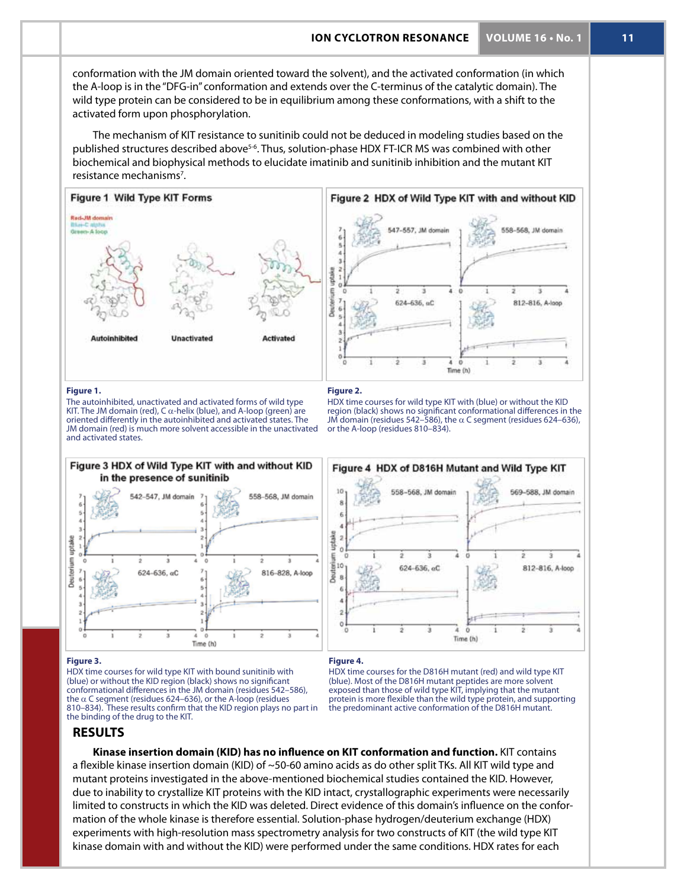conformation with the JM domain oriented toward the solvent), and the activated conformation (in which the A-loop is in the "DFG-in" conformation and extends over the C-terminus of the catalytic domain). The wild type protein can be considered to be in equilibrium among these conformations, with a shift to the activated form upon phosphorylation.

The mechanism of KIT resistance to sunitinib could not be deduced in modeling studies based on the published structures described above[5-6]. Thus, solution-phase HDX FT-ICR MS was combined with other biochemical and biophysical methods to elucidate imatinib and sunitinib inhibition and the mutant KIT resistance mechanisms[7].

**Figure 1.**
The autoinhibited, unactivated and activated forms of wild type KIT. The JM domain (red), C α-helix (blue), and A-loop (green) are oriented differently in the autoinhibited and activated states. The JM domain (red) is much more solvent accessible in the unactivated and activated states.

**Figure 2.**
HDX time courses for wild type KIT with (blue) or without the KID region (black) shows no significant conformational differences in the JM domain (residues 542–586), the α C segment (residues 624–636), or the A-loop (residues 810–834).

**Figure 3.**
HDX time courses for wild type KIT with bound sunitinib with (blue) or without the KID region (black) shows no significant conformational differences in the JM domain (residues 542–586), the α C segment (residues 624–636), or the A-loop (residues 810–834). These results confirm that the KID region plays no part in the binding of the drug to the KIT.

**Figure 4.**
HDX time courses for the D816H mutant (red) and wild type KIT (blue). Most of the D816H mutant peptides are more solvent exposed than those of wild type KIT, implying that the mutant protein is more flexible than the wild type protein, and supporting the predominant active conformation of the D816H mutant.

## RESULTS

**Kinase insertion domain (KID) has no influence on KIT conformation and function.** KIT contains a flexible kinase insertion domain (KID) of ~50-60 amino acids as do other split TKs. All KIT wild type and mutant proteins investigated in the above-mentioned biochemical studies contained the KID. However, due to inability to crystallize KIT proteins with the KID intact, crystallographic experiments were necessarily limited to constructs in which the KID was deleted. Direct evidence of this domain's influence on the conformation of the whole kinase is therefore essential. Solution-phase hydrogen/deuterium exchange (HDX) experiments with high-resolution mass spectrometry analysis for two constructs of KIT (the wild type KIT kinase domain with and without the KID) were performed under the same conditions. HDX rates for each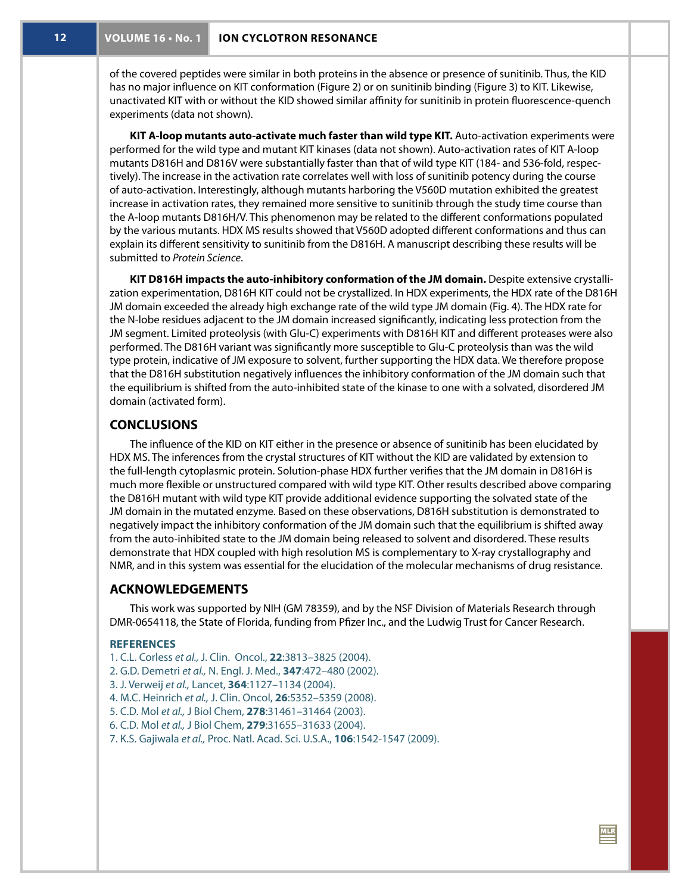of the covered peptides were similar in both proteins in the absence or presence of sunitinib. Thus, the KID has no major influence on KIT conformation (Figure 2) or on sunitinib binding (Figure 3) to KIT. Likewise, unactivated KIT with or without the KID showed similar affinity for sunitinib in protein fluorescence-quench experiments (data not shown).

**KIT A-loop mutants auto-activate much faster than wild type KIT.** Auto-activation experiments were performed for the wild type and mutant KIT kinases (data not shown). Auto-activation rates of KIT A-loop mutants D816H and D816V were substantially faster than that of wild type KIT (184- and 536-fold, respectively). The increase in the activation rate correlates well with loss of sunitinib potency during the course of auto-activation. Interestingly, although mutants harboring the V560D mutation exhibited the greatest increase in activation rates, they remained more sensitive to sunitinib through the study time course than the A-loop mutants D816H/V. This phenomenon may be related to the different conformations populated by the various mutants. HDX MS results showed that V560D adopted different conformations and thus can explain its different sensitivity to sunitinib from the D816H. A manuscript describing these results will be submitted to *Protein Science*.

**KIT D816H impacts the auto-inhibitory conformation of the JM domain.** Despite extensive crystallization experimentation, D816H KIT could not be crystallized. In HDX experiments, the HDX rate of the D816H JM domain exceeded the already high exchange rate of the wild type JM domain (Fig. 4). The HDX rate for the N-lobe residues adjacent to the JM domain increased significantly, indicating less protection from the JM segment. Limited proteolysis (with Glu-C) experiments with D816H KIT and different proteases were also performed. The D816H variant was significantly more susceptible to Glu-C proteolysis than was the wild type protein, indicative of JM exposure to solvent, further supporting the HDX data. We therefore propose that the D816H substitution negatively influences the inhibitory conformation of the JM domain such that the equilibrium is shifted from the auto-inhibited state of the kinase to one with a solvated, disordered JM domain (activated form).

## CONCLUSIONS

The influence of the KID on KIT either in the presence or absence of sunitinib has been elucidated by HDX MS. The inferences from the crystal structures of KIT without the KID are validated by extension to the full-length cytoplasmic protein. Solution-phase HDX further verifies that the JM domain in D816H is much more flexible or unstructured compared with wild type KIT. Other results described above comparing the D816H mutant with wild type KIT provide additional evidence supporting the solvated state of the JM domain in the mutated enzyme. Based on these observations, D816H substitution is demonstrated to negatively impact the inhibitory conformation of the JM domain such that the equilibrium is shifted away from the auto-inhibited state to the JM domain being released to solvent and disordered. These results demonstrate that HDX coupled with high resolution MS is complementary to X-ray crystallography and NMR, and in this system was essential for the elucidation of the molecular mechanisms of drug resistance.

## ACKNOWLEDGEMENTS

This work was supported by NIH (GM 78359), and by the NSF Division of Materials Research through DMR-0654118, the State of Florida, funding from Pfizer Inc., and the Ludwig Trust for Cancer Research.

### REFERENCES

1. C.L. Corless *et al.,* J. Clin. Oncol., **22**:3813–3825 (2004).
2. G.D. Demetri *et al.,* N. Engl. J. Med., **347**:472–480 (2002).
3. J. Verweij *et al.,* Lancet, **364**:1127–1134 (2004).
4. M.C. Heinrich *et al.,* J. Clin. Oncol, **26**:5352–5359 (2008).
5. C.D. Mol *et al.,* J Biol Chem, **278**:31461–31464 (2003).
6. C.D. Mol *et al.,* J Biol Chem, **279**:31655–31633 (2004).
7. K.S. Gajiwala *et al.,* Proc. Natl. Acad. Sci. U.S.A., **106**:1542-1547 (2009).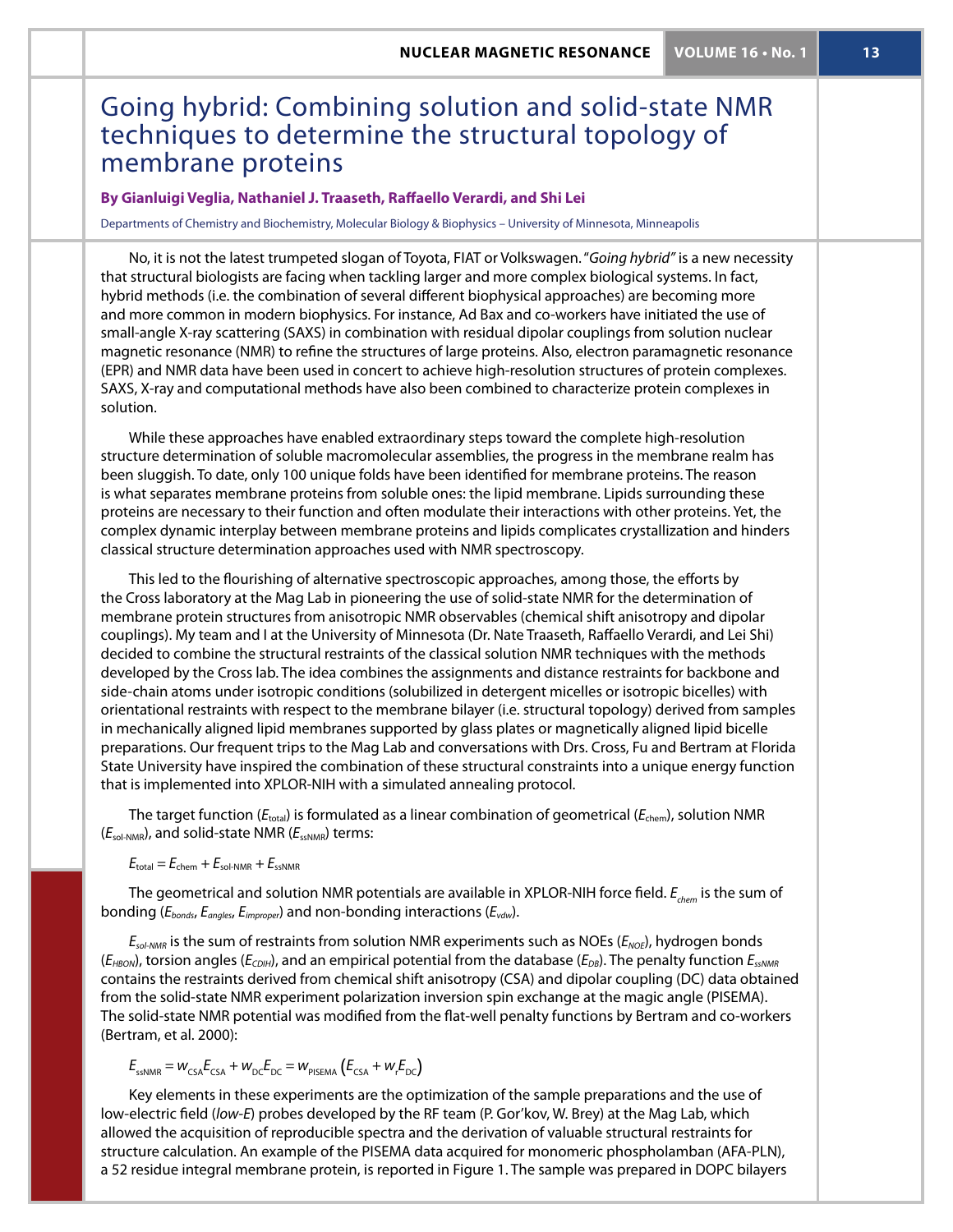# Going hybrid: Combining solution and solid-state NMR techniques to determine the structural topology of membrane proteins

**By Gianluigi Veglia, Nathaniel J. Traaseth, Raffaello Verardi, and Shi Lei**

Departments of Chemistry and Biochemistry, Molecular Biology & Biophysics – University of Minnesota, Minneapolis

No, it is not the latest trumpeted slogan of Toyota, FIAT or Volkswagen. "*Going hybrid*" is a new necessity that structural biologists are facing when tackling larger and more complex biological systems. In fact, hybrid methods (i.e. the combination of several different biophysical approaches) are becoming more and more common in modern biophysics. For instance, Ad Bax and co-workers have initiated the use of small-angle X-ray scattering (SAXS) in combination with residual dipolar couplings from solution nuclear magnetic resonance (NMR) to refine the structures of large proteins. Also, electron paramagnetic resonance (EPR) and NMR data have been used in concert to achieve high-resolution structures of protein complexes. SAXS, X-ray and computational methods have also been combined to characterize protein complexes in solution.

While these approaches have enabled extraordinary steps toward the complete high-resolution structure determination of soluble macromolecular assemblies, the progress in the membrane realm has been sluggish. To date, only 100 unique folds have been identified for membrane proteins. The reason is what separates membrane proteins from soluble ones: the lipid membrane. Lipids surrounding these proteins are necessary to their function and often modulate their interactions with other proteins. Yet, the complex dynamic interplay between membrane proteins and lipids complicates crystallization and hinders classical structure determination approaches used with NMR spectroscopy.

This led to the flourishing of alternative spectroscopic approaches, among those, the efforts by the Cross laboratory at the Mag Lab in pioneering the use of solid-state NMR for the determination of membrane protein structures from anisotropic NMR observables (chemical shift anisotropy and dipolar couplings). My team and I at the University of Minnesota (Dr. Nate Traaseth, Raffaello Verardi, and Lei Shi) decided to combine the structural restraints of the classical solution NMR techniques with the methods developed by the Cross lab. The idea combines the assignments and distance restraints for backbone and side-chain atoms under isotropic conditions (solubilized in detergent micelles or isotropic bicelles) with orientational restraints with respect to the membrane bilayer (i.e. structural topology) derived from samples in mechanically aligned lipid membranes supported by glass plates or magnetically aligned lipid bicelle preparations. Our frequent trips to the Mag Lab and conversations with Drs. Cross, Fu and Bertram at Florida State University have inspired the combination of these structural constraints into a unique energy function that is implemented into XPLOR-NIH with a simulated annealing protocol.

The target function ($E_{total}$) is formulated as a linear combination of geometrical ($E_{chem}$), solution NMR ($E_{sol\text{-}NMR}$), and solid-state NMR ($E_{ssNMR}$) terms:

$$E_{total} = E_{chem} + E_{sol\text{-}NMR} + E_{ssNMR}$$

The geometrical and solution NMR potentials are available in XPLOR-NIH force field. $E_{chem}$ is the sum of bonding ($E_{bonds}$, $E_{angles}$, $E_{improper}$) and non-bonding interactions ($E_{vdw}$).

$E_{sol\text{-}NMR}$ is the sum of restraints from solution NMR experiments such as NOEs ($E_{NOE}$), hydrogen bonds ($E_{HBON}$), torsion angles ($E_{CDIH}$), and an empirical potential from the database ($E_{DB}$). The penalty function $E_{ssNMR}$ contains the restraints derived from chemical shift anisotropy (CSA) and dipolar coupling (DC) data obtained from the solid-state NMR experiment polarization inversion spin exchange at the magic angle (PISEMA). The solid-state NMR potential was modified from the flat-well penalty functions by Bertram and co-workers (Bertram, et al. 2000):

$$E_{ssNMR} = w_{CSA}E_{CSA} + w_{DC}E_{DC} = w_{PISEMA}\left(E_{CSA} + w_r E_{DC}\right)$$

Key elements in these experiments are the optimization of the sample preparations and the use of low-electric field (*low-E*) probes developed by the RF team (P. Gor'kov, W. Brey) at the Mag Lab, which allowed the acquisition of reproducible spectra and the derivation of valuable structural restraints for structure calculation. An example of the PISEMA data acquired for monomeric phospholamban (AFA-PLN), a 52 residue integral membrane protein, is reported in Figure 1. The sample was prepared in DOPC bilayers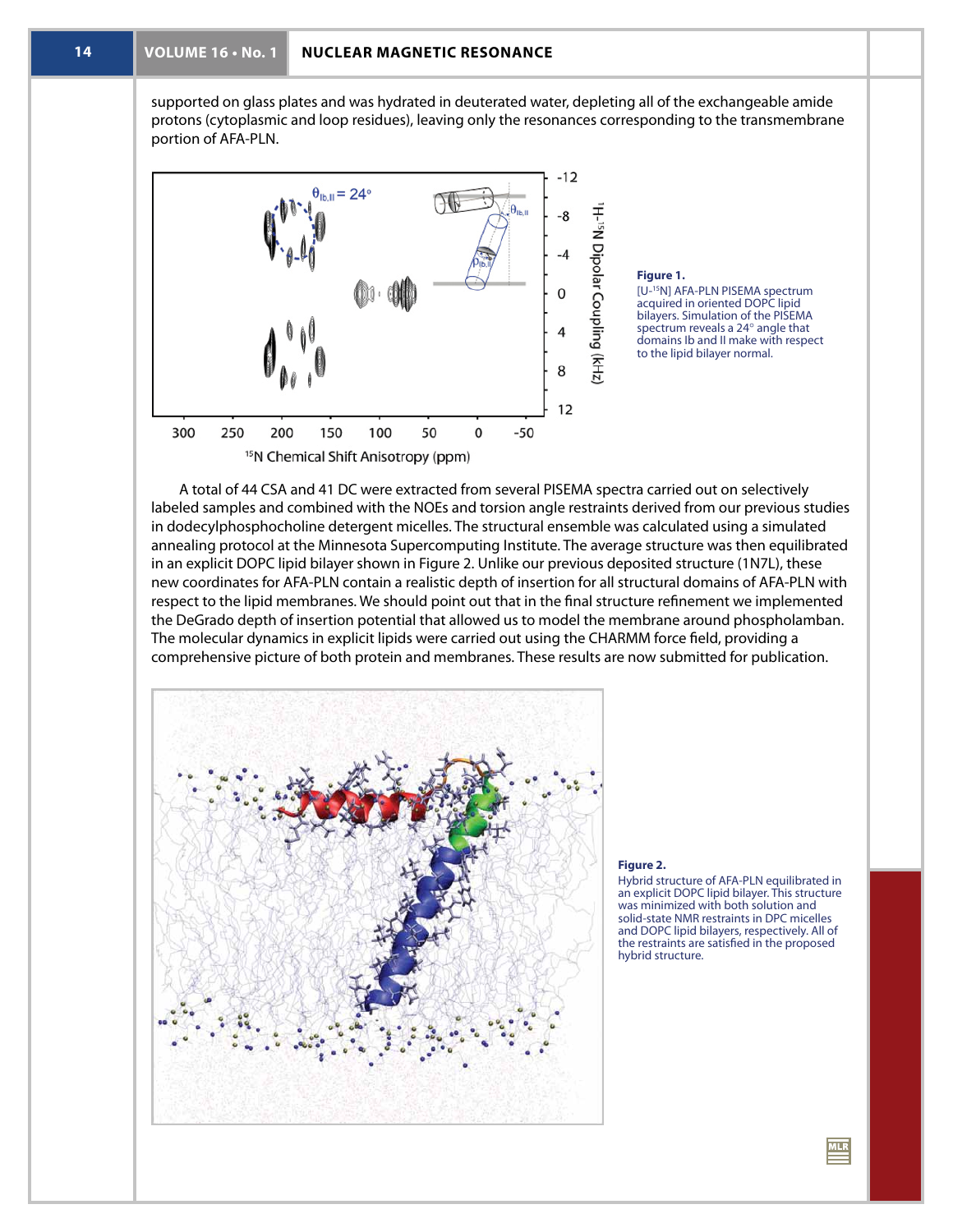supported on glass plates and was hydrated in deuterated water, depleting all of the exchangeable amide protons (cytoplasmic and loop residues), leaving only the resonances corresponding to the transmembrane portion of AFA-PLN.

**Figure 1.**
[U-$^{15}$N] AFA-PLN PISEMA spectrum acquired in oriented DOPC lipid bilayers. Simulation of the PISEMA spectrum reveals a 24° angle that domains Ib and II make with respect to the lipid bilayer normal.

A total of 44 CSA and 41 DC were extracted from several PISEMA spectra carried out on selectively labeled samples and combined with the NOEs and torsion angle restraints derived from our previous studies in dodecylphosphocholine detergent micelles. The structural ensemble was calculated using a simulated annealing protocol at the Minnesota Supercomputing Institute. The average structure was then equilibrated in an explicit DOPC lipid bilayer shown in Figure 2. Unlike our previous deposited structure (1N7L), these new coordinates for AFA-PLN contain a realistic depth of insertion for all structural domains of AFA-PLN with respect to the lipid membranes. We should point out that in the final structure refinement we implemented the DeGrado depth of insertion potential that allowed us to model the membrane around phospholamban. The molecular dynamics in explicit lipids were carried out using the CHARMM force field, providing a comprehensive picture of both protein and membranes. These results are now submitted for publication.

**Figure 2.**
Hybrid structure of AFA-PLN equilibrated in an explicit DOPC lipid bilayer. This structure was minimized with both solution and solid-state NMR restraints in DPC micelles and DOPC lipid bilayers, respectively. All of the restraints are satisfied in the proposed hybrid structure.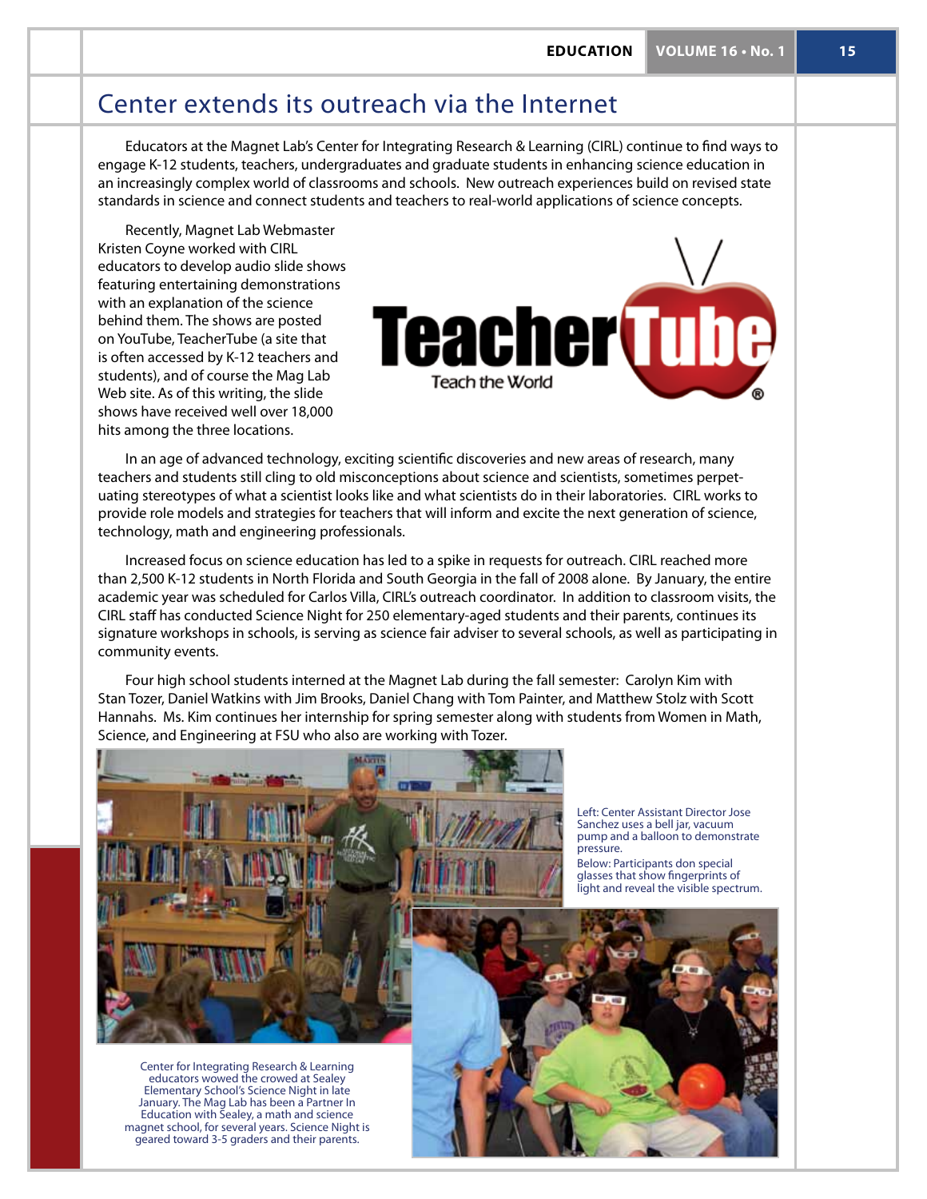# Center extends its outreach via the Internet

Educators at the Magnet Lab's Center for Integrating Research & Learning (CIRL) continue to find ways to engage K-12 students, teachers, undergraduates and graduate students in enhancing science education in an increasingly complex world of classrooms and schools. New outreach experiences build on revised state standards in science and connect students and teachers to real-world applications of science concepts.

Recently, Magnet Lab Webmaster Kristen Coyne worked with CIRL educators to develop audio slide shows featuring entertaining demonstrations with an explanation of the science behind them. The shows are posted on YouTube, TeacherTube (a site that is often accessed by K-12 teachers and students), and of course the Mag Lab Web site. As of this writing, the slide shows have received well over 18,000 hits among the three locations.

In an age of advanced technology, exciting scientific discoveries and new areas of research, many teachers and students still cling to old misconceptions about science and scientists, sometimes perpetuating stereotypes of what a scientist looks like and what scientists do in their laboratories. CIRL works to provide role models and strategies for teachers that will inform and excite the next generation of science, technology, math and engineering professionals.

Increased focus on science education has led to a spike in requests for outreach. CIRL reached more than 2,500 K-12 students in North Florida and South Georgia in the fall of 2008 alone. By January, the entire academic year was scheduled for Carlos Villa, CIRL's outreach coordinator. In addition to classroom visits, the CIRL staff has conducted Science Night for 250 elementary-aged students and their parents, continues its signature workshops in schools, is serving as science fair adviser to several schools, as well as participating in community events.

Four high school students interned at the Magnet Lab during the fall semester: Carolyn Kim with Stan Tozer, Daniel Watkins with Jim Brooks, Daniel Chang with Tom Painter, and Matthew Stolz with Scott Hannahs. Ms. Kim continues her internship for spring semester along with students from Women in Math, Science, and Engineering at FSU who also are working with Tozer.

Left: Center Assistant Director Jose Sanchez uses a bell jar, vacuum pump and a balloon to demonstrate pressure.

Below: Participants don special glasses that show fingerprints of light and reveal the visible spectrum.

Center for Integrating Research & Learning educators wowed the crowed at Sealey Elementary School's Science Night in late January. The Mag Lab has been a Partner In Education with Sealey, a math and science magnet school, for several years. Science Night is geared toward 3-5 graders and their parents.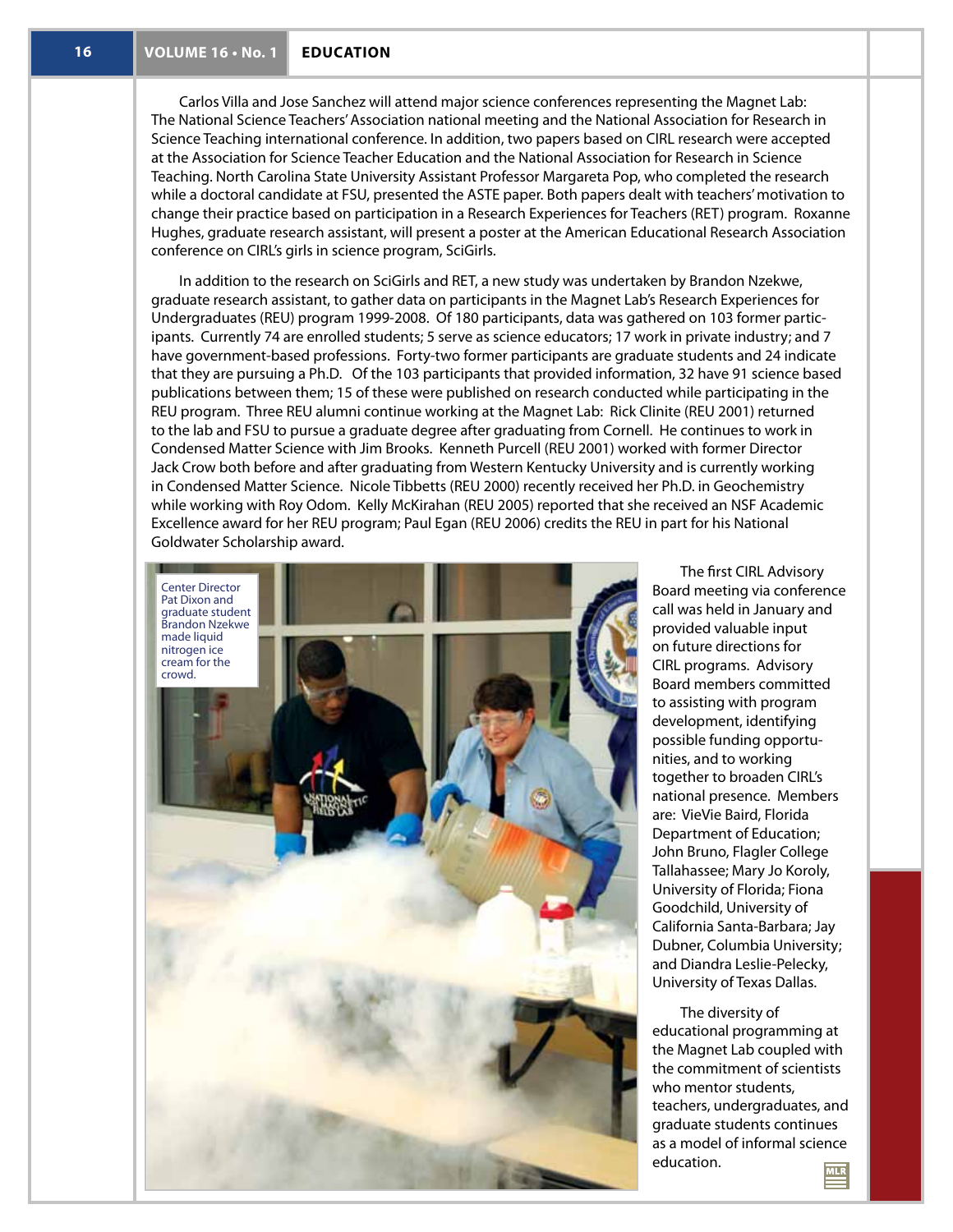Carlos Villa and Jose Sanchez will attend major science conferences representing the Magnet Lab: The National Science Teachers' Association national meeting and the National Association for Research in Science Teaching international conference. In addition, two papers based on CIRL research were accepted at the Association for Science Teacher Education and the National Association for Research in Science Teaching. North Carolina State University Assistant Professor Margareta Pop, who completed the research while a doctoral candidate at FSU, presented the ASTE paper. Both papers dealt with teachers' motivation to change their practice based on participation in a Research Experiences for Teachers (RET) program. Roxanne Hughes, graduate research assistant, will present a poster at the American Educational Research Association conference on CIRL's girls in science program, SciGirls.

In addition to the research on SciGirls and RET, a new study was undertaken by Brandon Nzekwe, graduate research assistant, to gather data on participants in the Magnet Lab's Research Experiences for Undergraduates (REU) program 1999-2008. Of 180 participants, data was gathered on 103 former participants. Currently 74 are enrolled students; 5 serve as science educators; 17 work in private industry; and 7 have government-based professions. Forty-two former participants are graduate students and 24 indicate that they are pursuing a Ph.D. Of the 103 participants that provided information, 32 have 91 science based publications between them; 15 of these were published on research conducted while participating in the REU program. Three REU alumni continue working at the Magnet Lab: Rick Clinite (REU 2001) returned to the lab and FSU to pursue a graduate degree after graduating from Cornell. He continues to work in Condensed Matter Science with Jim Brooks. Kenneth Purcell (REU 2001) worked with former Director Jack Crow both before and after graduating from Western Kentucky University and is currently working in Condensed Matter Science. Nicole Tibbetts (REU 2000) recently received her Ph.D. in Geochemistry while working with Roy Odom. Kelly McKirahan (REU 2005) reported that she received an NSF Academic Excellence award for her REU program; Paul Egan (REU 2006) credits the REU in part for his National Goldwater Scholarship award.

Center Director Pat Dixon and graduate student Brandon Nzekwe made liquid nitrogen ice cream for the crowd.

The first CIRL Advisory Board meeting via conference call was held in January and provided valuable input on future directions for CIRL programs. Advisory Board members committed to assisting with program development, identifying possible funding opportunities, and to working together to broaden CIRL's national presence. Members are: VieVie Baird, Florida Department of Education; John Bruno, Flagler College Tallahassee; Mary Jo Koroly, University of Florida; Fiona Goodchild, University of California Santa-Barbara; Jay Dubner, Columbia University; and Diandra Leslie-Pelecky, University of Texas Dallas.

The diversity of educational programming at the Magnet Lab coupled with the commitment of scientists who mentor students, teachers, undergraduates, and graduate students continues as a model of informal science education.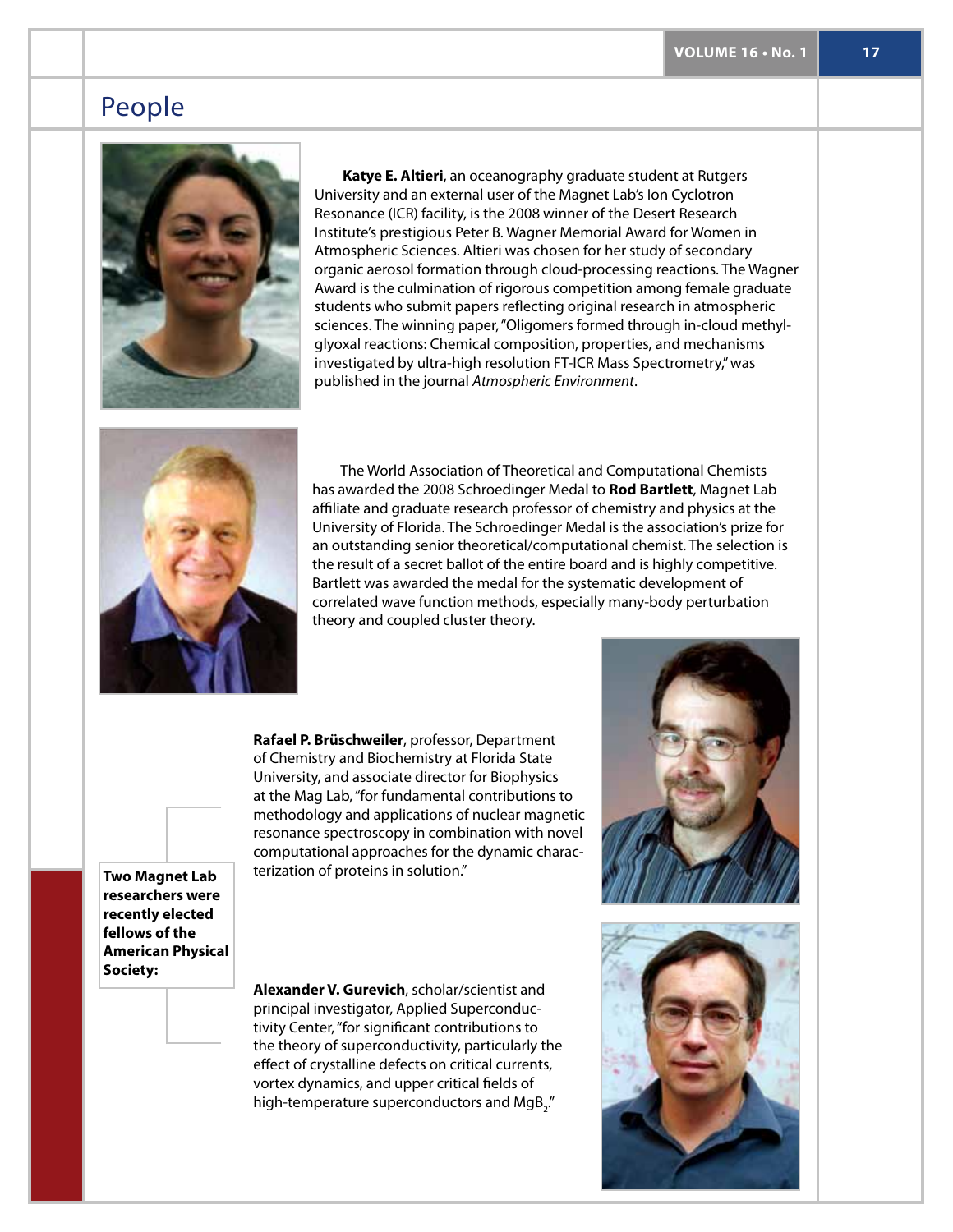# People

**Katye E. Altieri**, an oceanography graduate student at Rutgers University and an external user of the Magnet Lab's Ion Cyclotron Resonance (ICR) facility, is the 2008 winner of the Desert Research Institute's prestigious Peter B. Wagner Memorial Award for Women in Atmospheric Sciences. Altieri was chosen for her study of secondary organic aerosol formation through cloud-processing reactions. The Wagner Award is the culmination of rigorous competition among female graduate students who submit papers reflecting original research in atmospheric sciences. The winning paper, "Oligomers formed through in-cloud methylglyoxal reactions: Chemical composition, properties, and mechanisms investigated by ultra-high resolution FT-ICR Mass Spectrometry," was published in the journal *Atmospheric Environment*.

The World Association of Theoretical and Computational Chemists has awarded the 2008 Schroedinger Medal to **Rod Bartlett**, Magnet Lab affiliate and graduate research professor of chemistry and physics at the University of Florida. The Schroedinger Medal is the association's prize for an outstanding senior theoretical/computational chemist. The selection is the result of a secret ballot of the entire board and is highly competitive. Bartlett was awarded the medal for the systematic development of correlated wave function methods, especially many-body perturbation theory and coupled cluster theory.

**Two Magnet Lab researchers were recently elected fellows of the American Physical Society:**

**Rafael P. Brüschweiler**, professor, Department of Chemistry and Biochemistry at Florida State University, and associate director for Biophysics at the Mag Lab, "for fundamental contributions to methodology and applications of nuclear magnetic resonance spectroscopy in combination with novel computational approaches for the dynamic characterization of proteins in solution."

**Alexander V. Gurevich**, scholar/scientist and principal investigator, Applied Superconductivity Center, "for significant contributions to the theory of superconductivity, particularly the effect of crystalline defects on critical currents, vortex dynamics, and upper critical fields of high-temperature superconductors and $MgB_2$."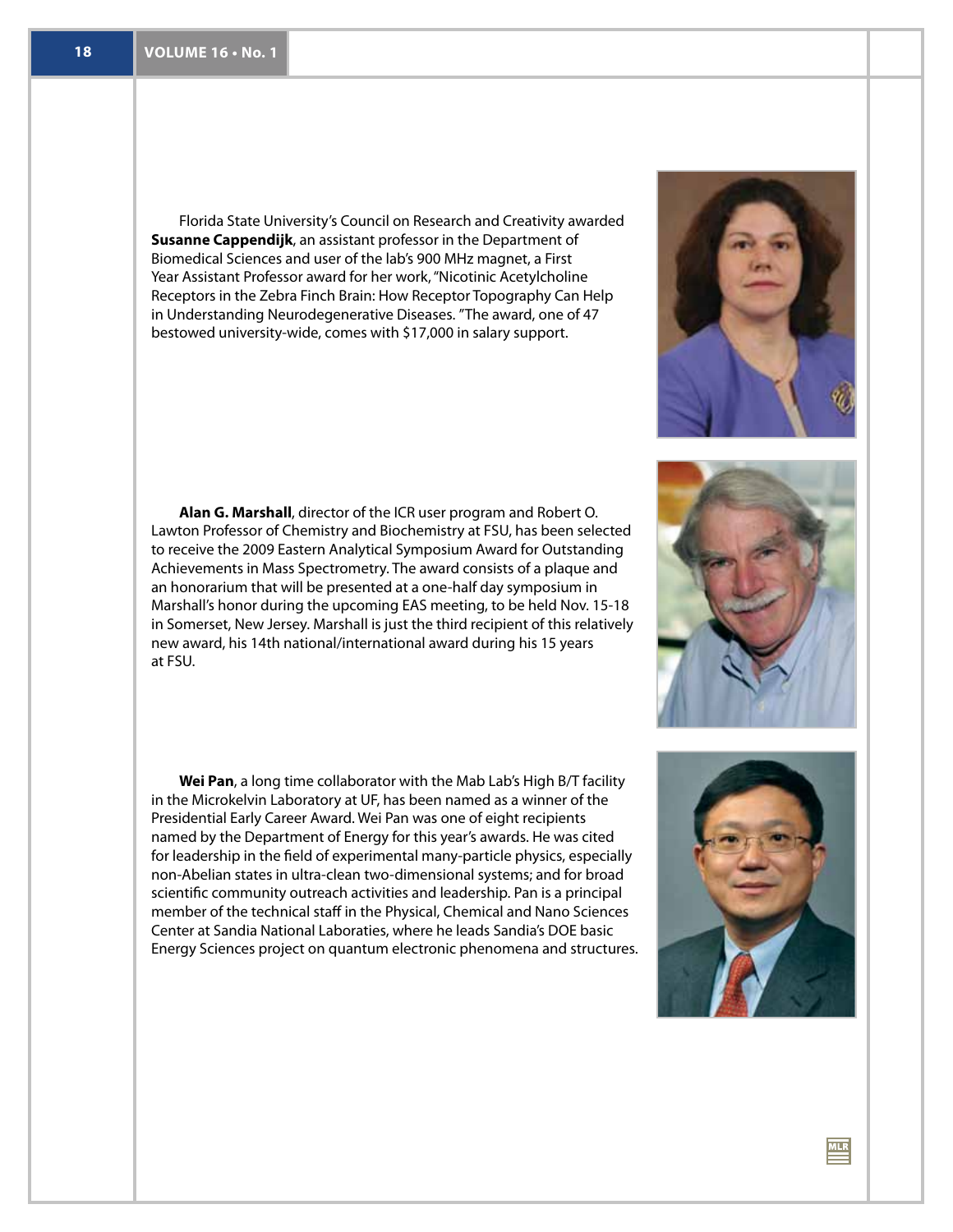Florida State University's Council on Research and Creativity awarded **Susanne Cappendijk**, an assistant professor in the Department of Biomedical Sciences and user of the lab's 900 MHz magnet, a First Year Assistant Professor award for her work, "Nicotinic Acetylcholine Receptors in the Zebra Finch Brain: How Receptor Topography Can Help in Understanding Neurodegenerative Diseases. "The award, one of 47 bestowed university-wide, comes with $17,000 in salary support.

**Alan G. Marshall**, director of the ICR user program and Robert O. Lawton Professor of Chemistry and Biochemistry at FSU, has been selected to receive the 2009 Eastern Analytical Symposium Award for Outstanding Achievements in Mass Spectrometry. The award consists of a plaque and an honorarium that will be presented at a one-half day symposium in Marshall's honor during the upcoming EAS meeting, to be held Nov. 15-18 in Somerset, New Jersey. Marshall is just the third recipient of this relatively new award, his 14th national/international award during his 15 years at FSU.

**Wei Pan**, a long time collaborator with the Mab Lab's High B/T facility in the Microkelvin Laboratory at UF, has been named as a winner of the Presidential Early Career Award. Wei Pan was one of eight recipients named by the Department of Energy for this year's awards. He was cited for leadership in the field of experimental many-particle physics, especially non-Abelian states in ultra-clean two-dimensional systems; and for broad scientific community outreach activities and leadership. Pan is a principal member of the technical staff in the Physical, Chemical and Nano Sciences Center at Sandia National Laboratories, where he leads Sandia's DOE basic Energy Sciences project on quantum electronic phenomena and structures.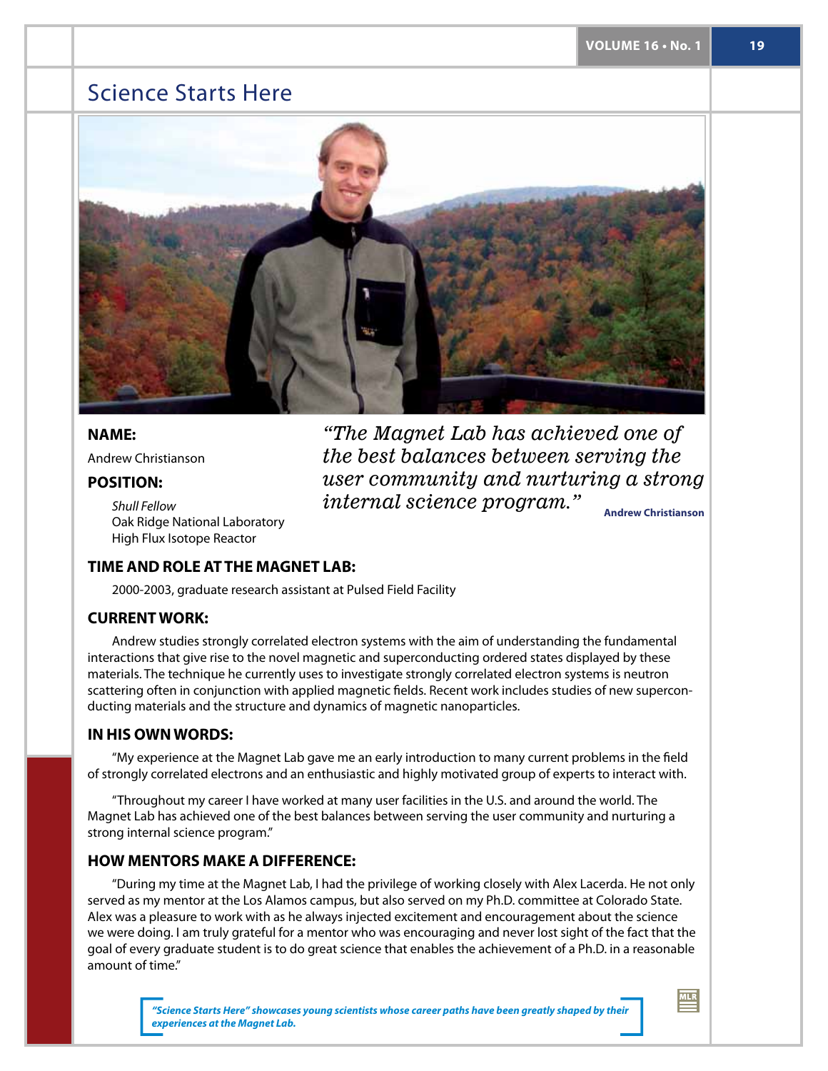# Science Starts Here

**NAME:**

Andrew Christianson

**POSITION:**

*Shull Fellow*
Oak Ridge National Laboratory
High Flux Isotope Reactor

*"The Magnet Lab has achieved one of the best balances between serving the user community and nurturing a strong internal science program."* **Andrew Christianson**

**TIME AND ROLE AT THE MAGNET LAB:**

2000-2003, graduate research assistant at Pulsed Field Facility

**CURRENT WORK:**

Andrew studies strongly correlated electron systems with the aim of understanding the fundamental interactions that give rise to the novel magnetic and superconducting ordered states displayed by these materials. The technique he currently uses to investigate strongly correlated electron systems is neutron scattering often in conjunction with applied magnetic fields. Recent work includes studies of new superconducting materials and the structure and dynamics of magnetic nanoparticles.

**IN HIS OWN WORDS:**

"My experience at the Magnet Lab gave me an early introduction to many current problems in the field of strongly correlated electrons and an enthusiastic and highly motivated group of experts to interact with.

"Throughout my career I have worked at many user facilities in the U.S. and around the world. The Magnet Lab has achieved one of the best balances between serving the user community and nurturing a strong internal science program."

**HOW MENTORS MAKE A DIFFERENCE:**

"During my time at the Magnet Lab, I had the privilege of working closely with Alex Lacerda. He not only served as my mentor at the Los Alamos campus, but also served on my Ph.D. committee at Colorado State. Alex was a pleasure to work with as he always injected excitement and encouragement about the science we were doing. I am truly grateful for a mentor who was encouraging and never lost sight of the fact that the goal of every graduate student is to do great science that enables the achievement of a Ph.D. in a reasonable amount of time."

***"Science Starts Here" showcases young scientists whose career paths have been greatly shaped by their experiences at the Magnet Lab.***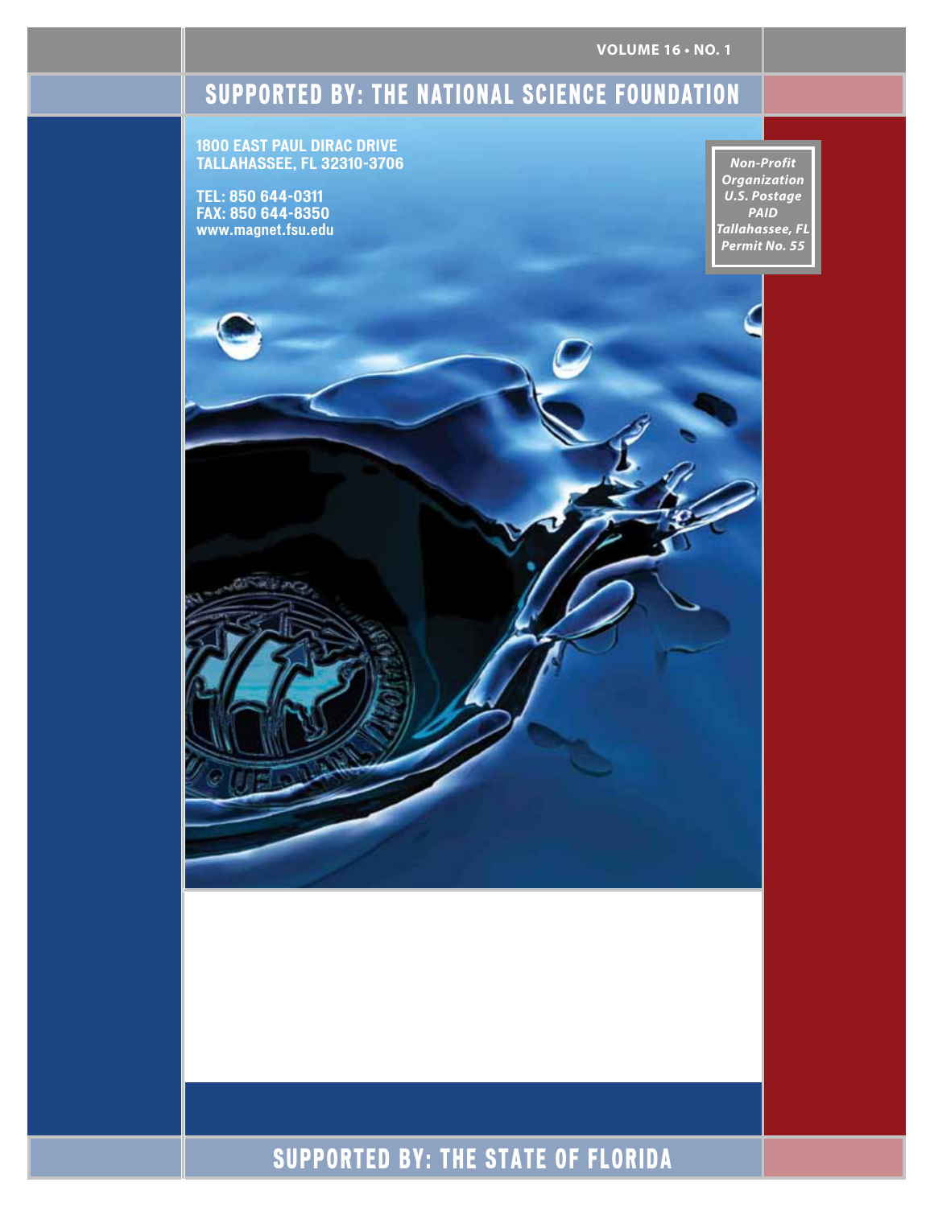SUPPORTED BY: THE NATIONAL SCIENCE FOUNDATION

1800 EAST PAUL DIRAC DRIVE
TALLAHASSEE, FL 32310-3706

TEL: 850 644-0311
FAX: 850 644-8350
www.magnet.fsu.edu

*Non-Profit Organization*
*U.S. Postage*
*PAID*
*Tallahassee, FL*
*Permit No. 55*

SUPPORTED BY: THE STATE OF FLORIDA